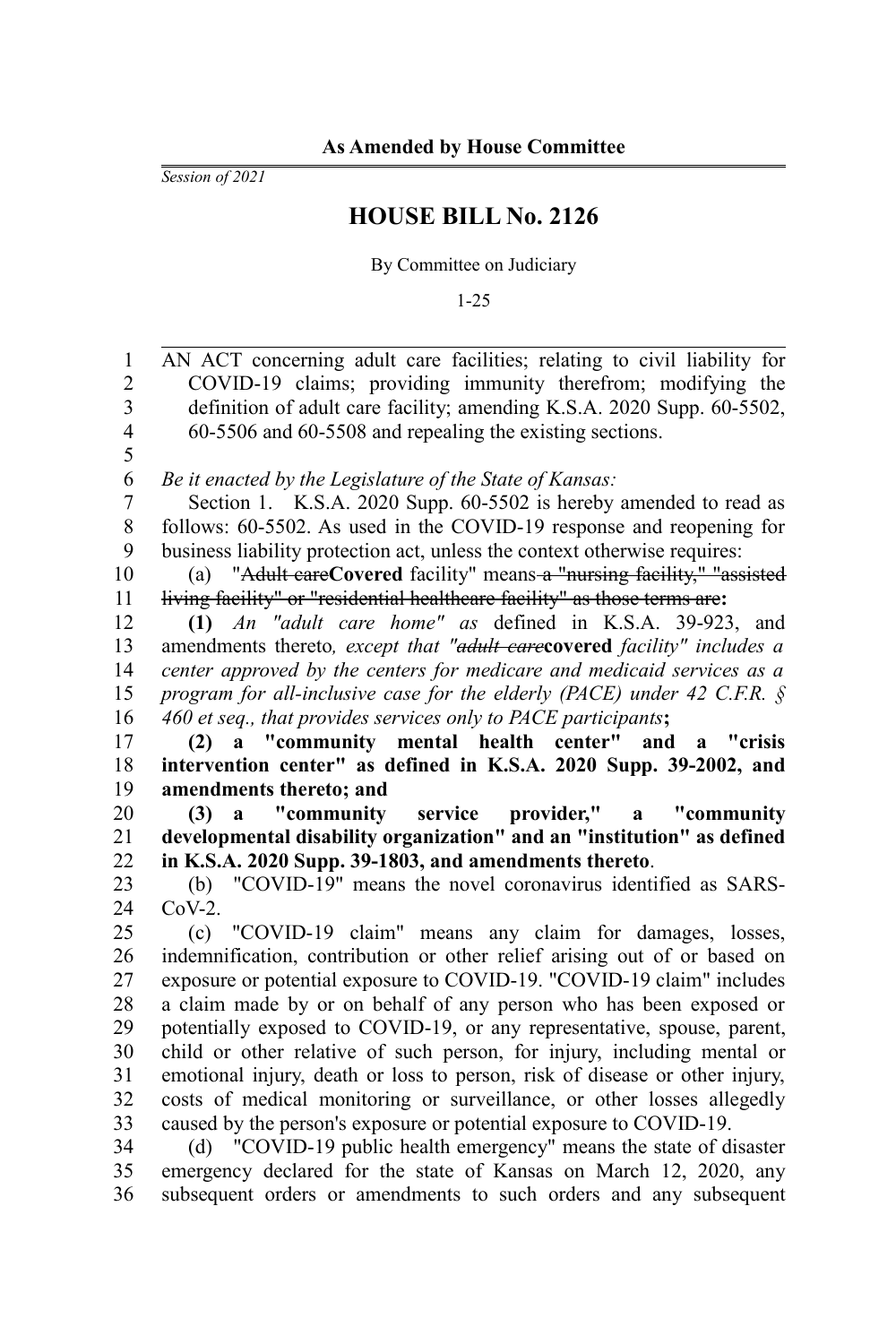**As Amended by House Committee**

*Session of 2021*

# HOUSE BILL No. 2126

By Committee on Judiciary

1-25

AN ACT concerning adult care facilities; relating to civil liability for COVID-19 claims; providing immunity therefrom; modifying the definition of adult care facility; amending K.S.A. 2020 Supp. 60-5502, 60-5506 and 60-5508 and repealing the existing sections.

*Be it enacted by the Legislature of the State of Kansas:*

Section 1. K.S.A. 2020 Supp. 60-5502 is hereby amended to read as follows: 60-5502. As used in the COVID-19 response and reopening for business liability protection act, unless the context otherwise requires:

(a) "~~Adult care~~**Covered** facility" means ~~a "nursing facility," "assisted living facility" or "residential healthcare facility" as those terms are~~**:**

**(1)** *An "adult care home" as* defined in K.S.A. 39-923, and amendments thereto*, except that "~~adult care~~***covered** *facility" includes a center approved by the centers for medicare and medicaid services as a program for all-inclusive case for the elderly (PACE) under 42 C.F.R. § 460 et seq., that provides services only to PACE participants***;**

**(2) a "community mental health center" and a "crisis intervention center" as defined in K.S.A. 2020 Supp. 39-2002, and amendments thereto; and**

**(3) a "community service provider," a "community developmental disability organization" and an "institution" as defined in K.S.A. 2020 Supp. 39-1803, and amendments thereto**.

(b) "COVID-19" means the novel coronavirus identified as SARS-CoV-2.

(c) "COVID-19 claim" means any claim for damages, losses, indemnification, contribution or other relief arising out of or based on exposure or potential exposure to COVID-19. "COVID-19 claim" includes a claim made by or on behalf of any person who has been exposed or potentially exposed to COVID-19, or any representative, spouse, parent, child or other relative of such person, for injury, including mental or emotional injury, death or loss to person, risk of disease or other injury, costs of medical monitoring or surveillance, or other losses allegedly caused by the person's exposure or potential exposure to COVID-19.

(d) "COVID-19 public health emergency" means the state of disaster emergency declared for the state of Kansas on March 12, 2020, any subsequent orders or amendments to such orders and any subsequent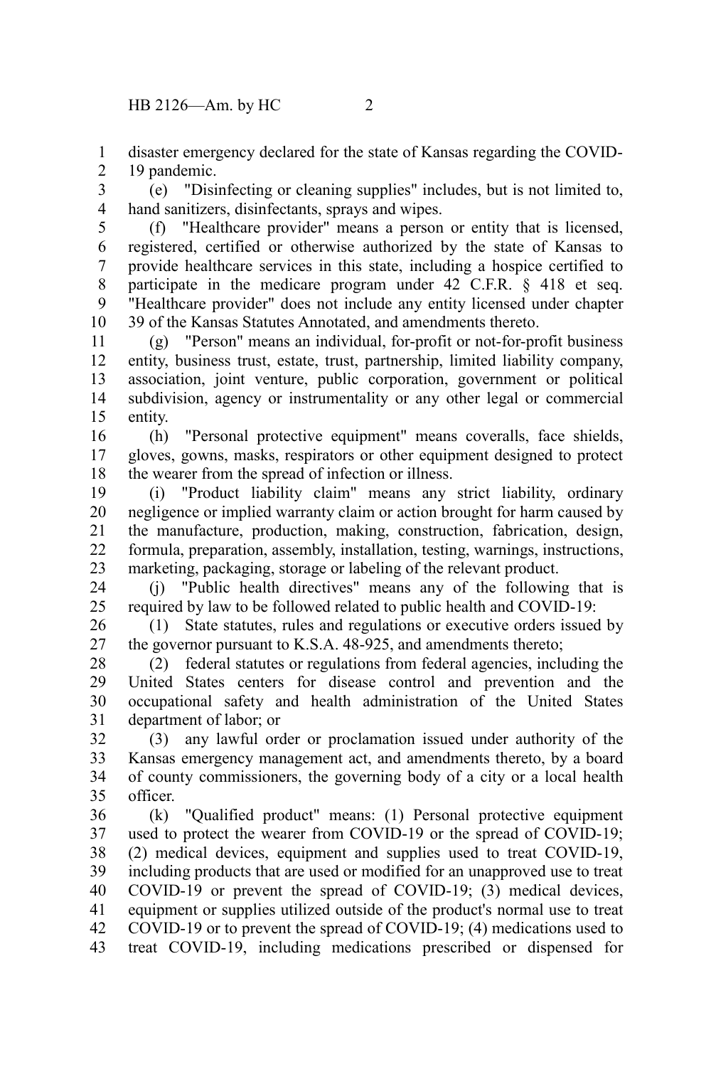disaster emergency declared for the state of Kansas regarding the COVID-19 pandemic.

(e) "Disinfecting or cleaning supplies" includes, but is not limited to, hand sanitizers, disinfectants, sprays and wipes.

(f) "Healthcare provider" means a person or entity that is licensed, registered, certified or otherwise authorized by the state of Kansas to provide healthcare services in this state, including a hospice certified to participate in the medicare program under 42 C.F.R. § 418 et seq. "Healthcare provider" does not include any entity licensed under chapter 39 of the Kansas Statutes Annotated, and amendments thereto.

(g) "Person" means an individual, for-profit or not-for-profit business entity, business trust, estate, trust, partnership, limited liability company, association, joint venture, public corporation, government or political subdivision, agency or instrumentality or any other legal or commercial entity.

(h) "Personal protective equipment" means coveralls, face shields, gloves, gowns, masks, respirators or other equipment designed to protect the wearer from the spread of infection or illness.

(i) "Product liability claim" means any strict liability, ordinary negligence or implied warranty claim or action brought for harm caused by the manufacture, production, making, construction, fabrication, design, formula, preparation, assembly, installation, testing, warnings, instructions, marketing, packaging, storage or labeling of the relevant product.

(j) "Public health directives" means any of the following that is required by law to be followed related to public health and COVID-19:

(1) State statutes, rules and regulations or executive orders issued by the governor pursuant to K.S.A. 48-925, and amendments thereto;

(2) federal statutes or regulations from federal agencies, including the United States centers for disease control and prevention and the occupational safety and health administration of the United States department of labor; or

(3) any lawful order or proclamation issued under authority of the Kansas emergency management act, and amendments thereto, by a board of county commissioners, the governing body of a city or a local health officer.

(k) "Qualified product" means: (1) Personal protective equipment used to protect the wearer from COVID-19 or the spread of COVID-19; (2) medical devices, equipment and supplies used to treat COVID-19, including products that are used or modified for an unapproved use to treat COVID-19 or prevent the spread of COVID-19; (3) medical devices, equipment or supplies utilized outside of the product's normal use to treat COVID-19 or to prevent the spread of COVID-19; (4) medications used to treat COVID-19, including medications prescribed or dispensed for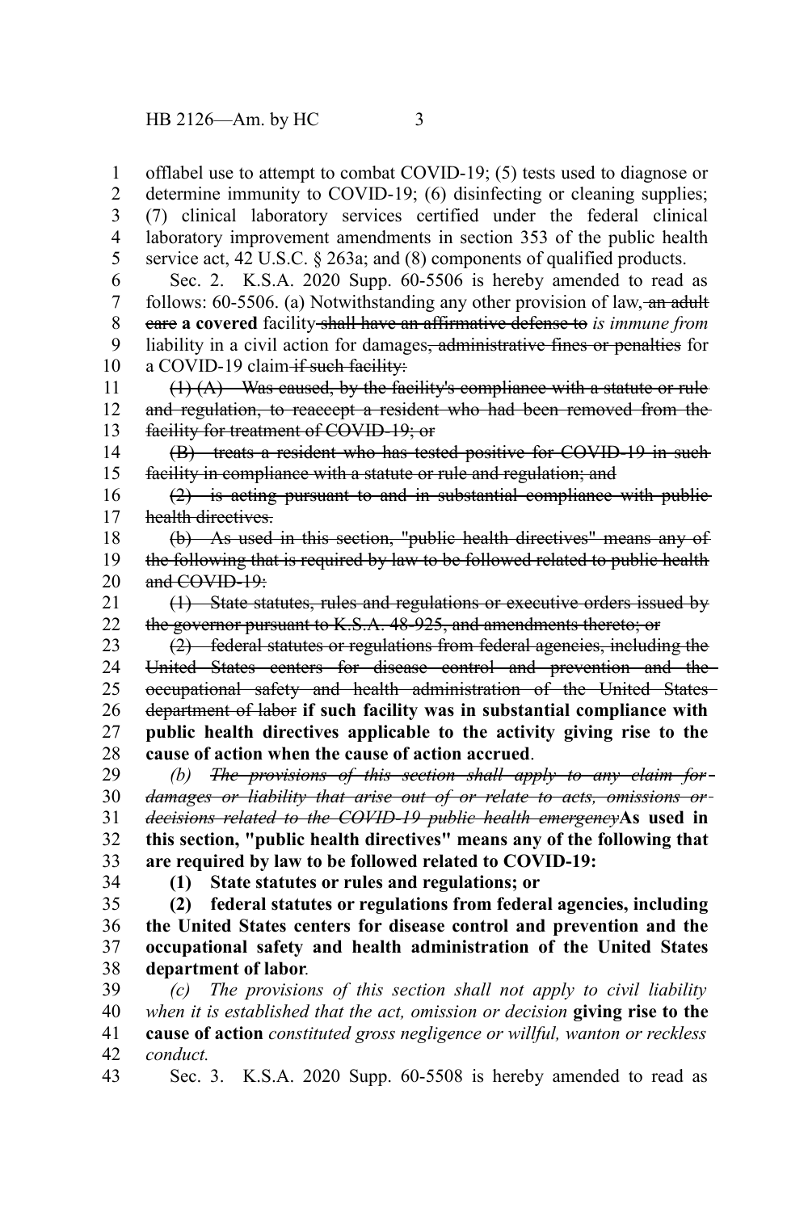offlabel use to attempt to combat COVID-19; (5) tests used to diagnose or determine immunity to COVID-19; (6) disinfecting or cleaning supplies; (7) clinical laboratory services certified under the federal clinical laboratory improvement amendments in section 353 of the public health service act, 42 U.S.C. § 263a; and (8) components of qualified products.

Sec. 2. K.S.A. 2020 Supp. 60-5506 is hereby amended to read as follows: 60-5506. (a) Notwithstanding any other provision of law, ~~an adult care~~ **a covered** facility ~~shall have an affirmative defense to~~ *is immune from* liability in a civil action for damages~~, administrative fines or penalties~~ for a COVID-19 claim ~~if such facility:~~

~~(1) (A) Was caused, by the facility's compliance with a statute or rule and regulation, to reaccept a resident who had been removed from the facility for treatment of COVID-19; or~~

~~(B) treats a resident who has tested positive for COVID-19 in such facility in compliance with a statute or rule and regulation; and~~

~~(2) is acting pursuant to and in substantial compliance with public health directives.~~

~~(b) As used in this section, "public health directives" means any of the following that is required by law to be followed related to public health and COVID-19:~~

~~(1) State statutes, rules and regulations or executive orders issued by the governor pursuant to K.S.A. 48-925, and amendments thereto; or~~

~~(2) federal statutes or regulations from federal agencies, including the United States centers for disease control and prevention and the occupational safety and health administration of the United States department of labor~~ **if such facility was in substantial compliance with public health directives applicable to the activity giving rise to the cause of action when the cause of action accrued**.

*(b)* ~~*The provisions of this section shall apply to any claim for damages or liability that arise out of or relate to acts, omissions or decisions related to the COVID-19 public health emergency*~~**As used in this section, "public health directives" means any of the following that are required by law to be followed related to COVID-19:**

**(1) State statutes or rules and regulations; or**

**(2) federal statutes or regulations from federal agencies, including the United States centers for disease control and prevention and the occupational safety and health administration of the United States department of labor**.

*(c) The provisions of this section shall not apply to civil liability when it is established that the act, omission or decision* **giving rise to the cause of action** *constituted gross negligence or willful, wanton or reckless conduct.*

Sec. 3. K.S.A. 2020 Supp. 60-5508 is hereby amended to read as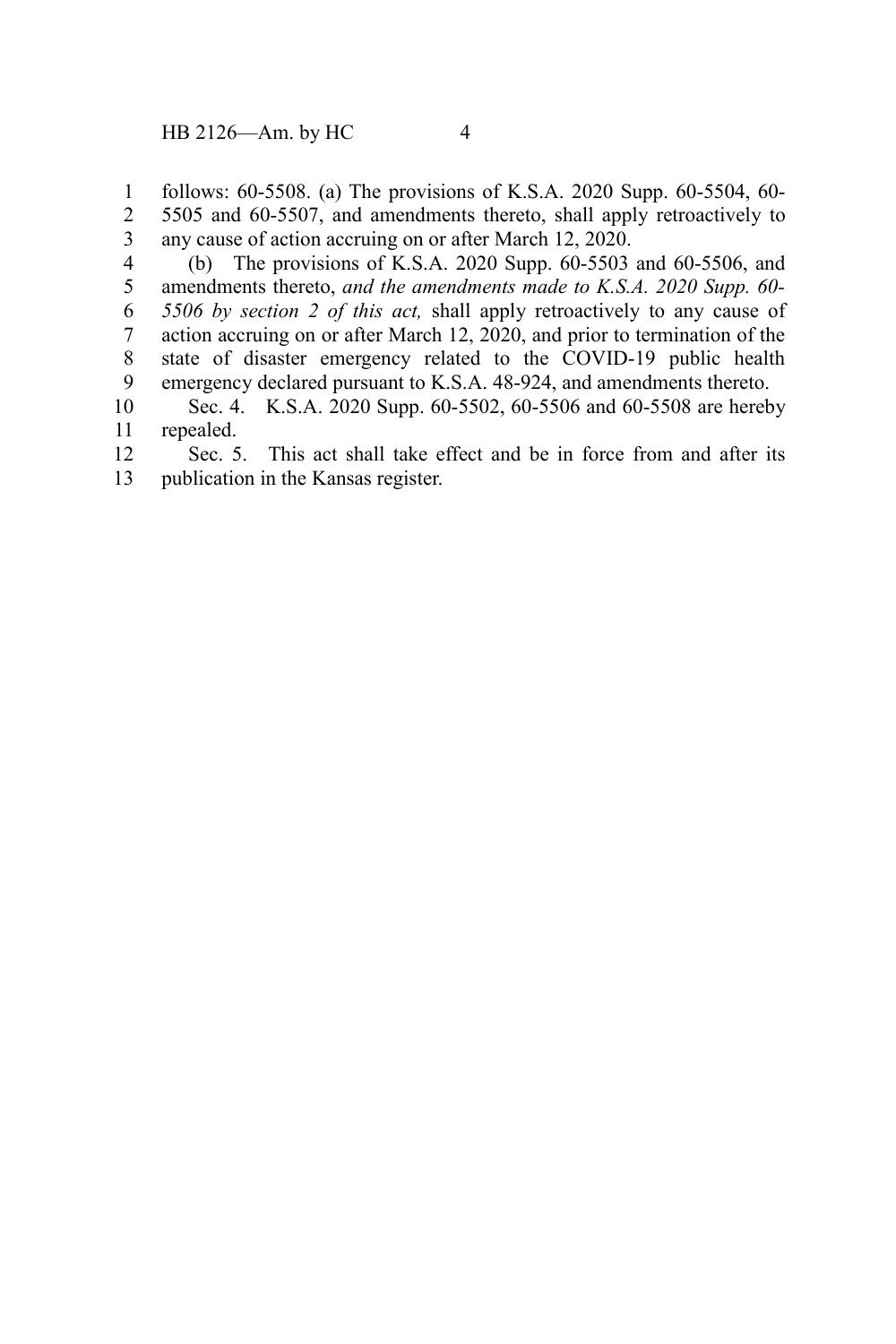follows: 60-5508. (a) The provisions of K.S.A. 2020 Supp. 60-5504, 60-5505 and 60-5507, and amendments thereto, shall apply retroactively to any cause of action accruing on or after March 12, 2020.

(b) The provisions of K.S.A. 2020 Supp. 60-5503 and 60-5506, and amendments thereto, *and the amendments made to K.S.A. 2020 Supp. 60-5506 by section 2 of this act,* shall apply retroactively to any cause of action accruing on or after March 12, 2020, and prior to termination of the state of disaster emergency related to the COVID-19 public health emergency declared pursuant to K.S.A. 48-924, and amendments thereto.

Sec. 4. K.S.A. 2020 Supp. 60-5502, 60-5506 and 60-5508 are hereby repealed.

Sec. 5. This act shall take effect and be in force from and after its publication in the Kansas register.